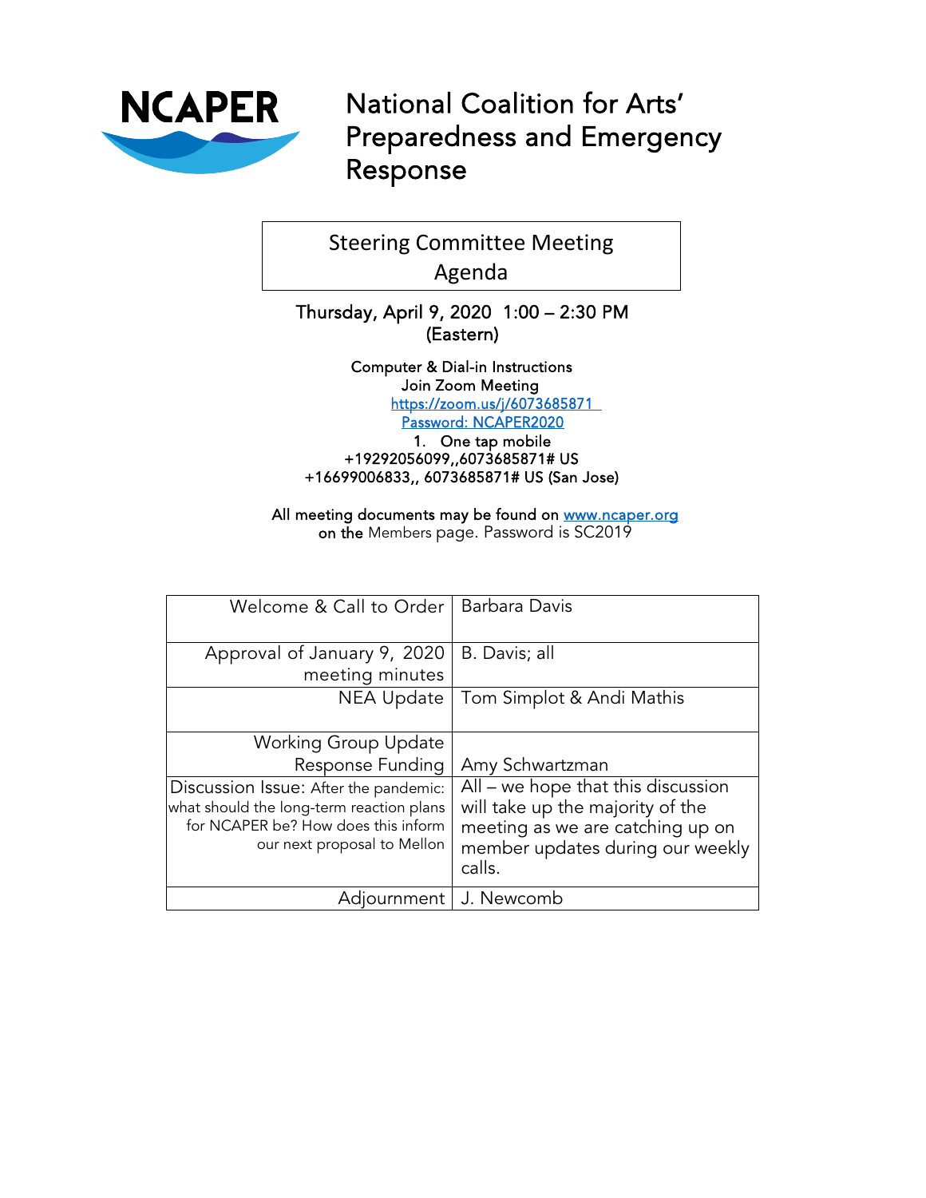# NCAPER

# National Coalition for Arts' Preparedness and Emergency Response

## Steering Committee Meeting Agenda

Thursday, April 9, 2020 1:00 – 2:30 PM (Eastern)

Computer & Dial-in Instructions
Join Zoom Meeting
https://zoom.us/j/6073685871
Password: NCAPER2020

1. One tap mobile
+19292056099,,6073685871# US
+16699006833,, 6073685871# US (San Jose)

All meeting documents may be found on www.ncaper.org on the Members page. Password is SC2019

| | |
|---|---|
| Welcome & Call to Order | Barbara Davis |
| Approval of January 9, 2020 meeting minutes | B. Davis; all |
| NEA Update | Tom Simplot & Andi Mathis |
| Working Group Update<br>Response Funding | <br>Amy Schwartzman |
| Discussion Issue: After the pandemic: what should the long-term reaction plans for NCAPER be? How does this inform our next proposal to Mellon | All – we hope that this discussion will take up the majority of the meeting as we are catching up on member updates during our weekly calls. |
| Adjournment | J. Newcomb |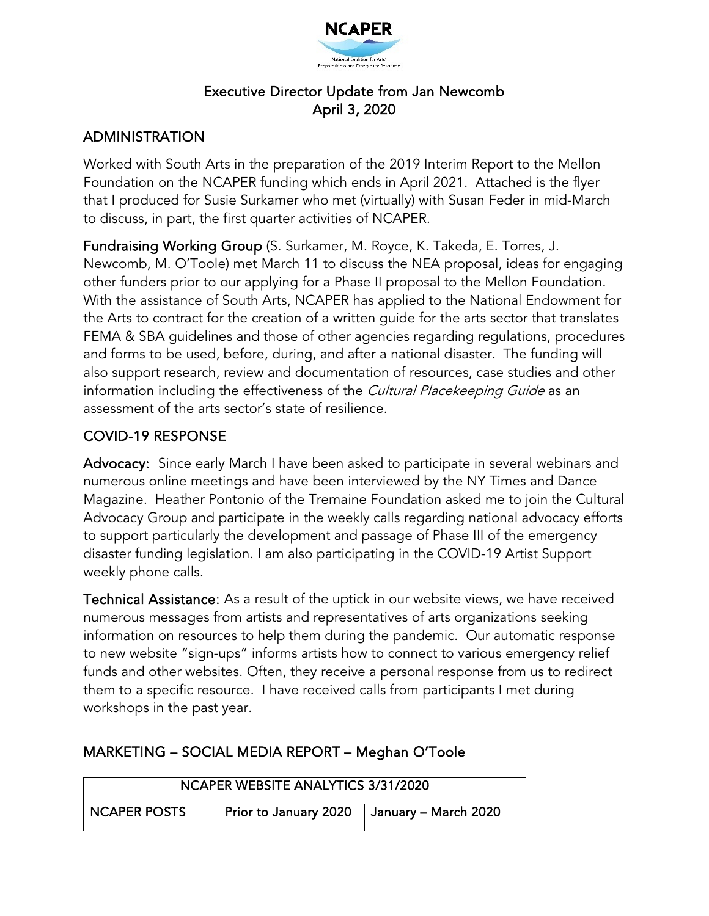NCAPER

# Executive Director Update from Jan Newcomb
April 3, 2020

## ADMINISTRATION

Worked with South Arts in the preparation of the 2019 Interim Report to the Mellon Foundation on the NCAPER funding which ends in April 2021. Attached is the flyer that I produced for Susie Surkamer who met (virtually) with Susan Feder in mid-March to discuss, in part, the first quarter activities of NCAPER.

**Fundraising Working Group** (S. Surkamer, M. Royce, K. Takeda, E. Torres, J. Newcomb, M. O'Toole) met March 11 to discuss the NEA proposal, ideas for engaging other funders prior to our applying for a Phase II proposal to the Mellon Foundation. With the assistance of South Arts, NCAPER has applied to the National Endowment for the Arts to contract for the creation of a written guide for the arts sector that translates FEMA & SBA guidelines and those of other agencies regarding regulations, procedures and forms to be used, before, during, and after a national disaster. The funding will also support research, review and documentation of resources, case studies and other information including the effectiveness of the *Cultural Placekeeping Guide* as an assessment of the arts sector's state of resilience.

## COVID-19 RESPONSE

**Advocacy:** Since early March I have been asked to participate in several webinars and numerous online meetings and have been interviewed by the NY Times and Dance Magazine. Heather Pontonio of the Tremaine Foundation asked me to join the Cultural Advocacy Group and participate in the weekly calls regarding national advocacy efforts to support particularly the development and passage of Phase III of the emergency disaster funding legislation. I am also participating in the COVID-19 Artist Support weekly phone calls.

**Technical Assistance:** As a result of the uptick in our website views, we have received numerous messages from artists and representatives of arts organizations seeking information on resources to help them during the pandemic. Our automatic response to new website "sign-ups" informs artists how to connect to various emergency relief funds and other websites. Often, they receive a personal response from us to redirect them to a specific resource. I have received calls from participants I met during workshops in the past year.

## MARKETING – SOCIAL MEDIA REPORT – Meghan O'Toole

| NCAPER WEBSITE ANALYTICS 3/31/2020 | | |
|---|---|---|
| NCAPER POSTS | Prior to January 2020 | January – March 2020 |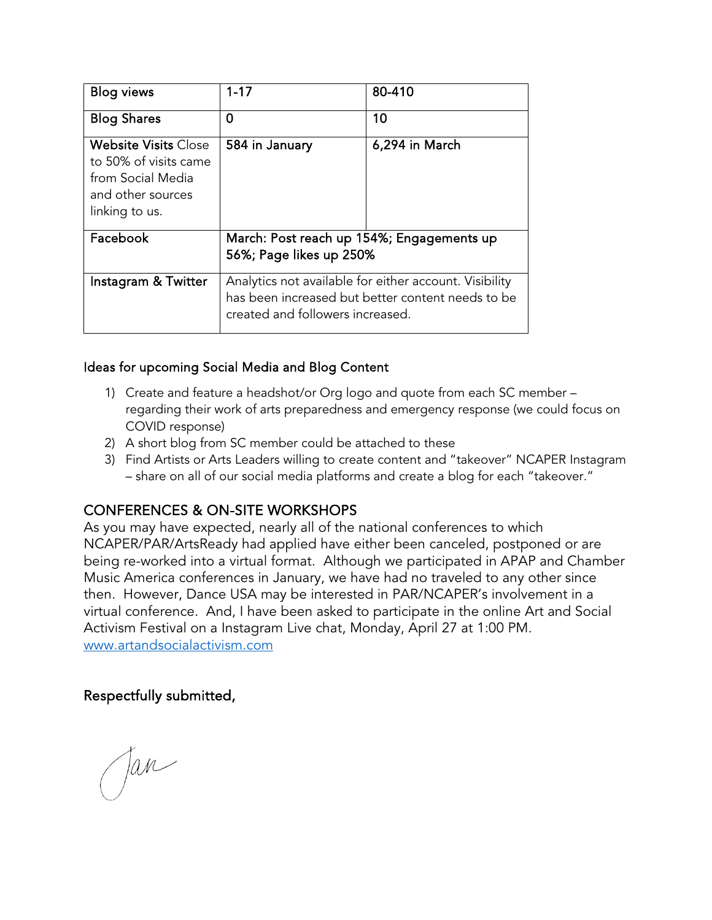| Blog views | 1-17 | 80-410 |
| --- | --- | --- |
| Blog Shares | 0 | 10 |
| Website Visits Close to 50% of visits came from Social Media and other sources linking to us. | 584 in January | 6,294 in March |
| Facebook | March: Post reach up 154%; Engagements up 56%; Page likes up 250% | |
| Instagram & Twitter | Analytics not available for either account. Visibility has been increased but better content needs to be created and followers increased. | |

Ideas for upcoming Social Media and Blog Content

1) Create and feature a headshot/or Org logo and quote from each SC member – regarding their work of arts preparedness and emergency response (we could focus on COVID response)
2) A short blog from SC member could be attached to these
3) Find Artists or Arts Leaders willing to create content and "takeover" NCAPER Instagram – share on all of our social media platforms and create a blog for each "takeover."

## CONFERENCES & ON-SITE WORKSHOPS

As you may have expected, nearly all of the national conferences to which NCAPER/PAR/ArtsReady had applied have either been canceled, postponed or are being re-worked into a virtual format. Although we participated in APAP and Chamber Music America conferences in January, we have had no traveled to any other since then. However, Dance USA may be interested in PAR/NCAPER's involvement in a virtual conference. And, I have been asked to participate in the online Art and Social Activism Festival on a Instagram Live chat, Monday, April 27 at 1:00 PM. www.artandsocialactivism.com

Respectfully submitted,

Jan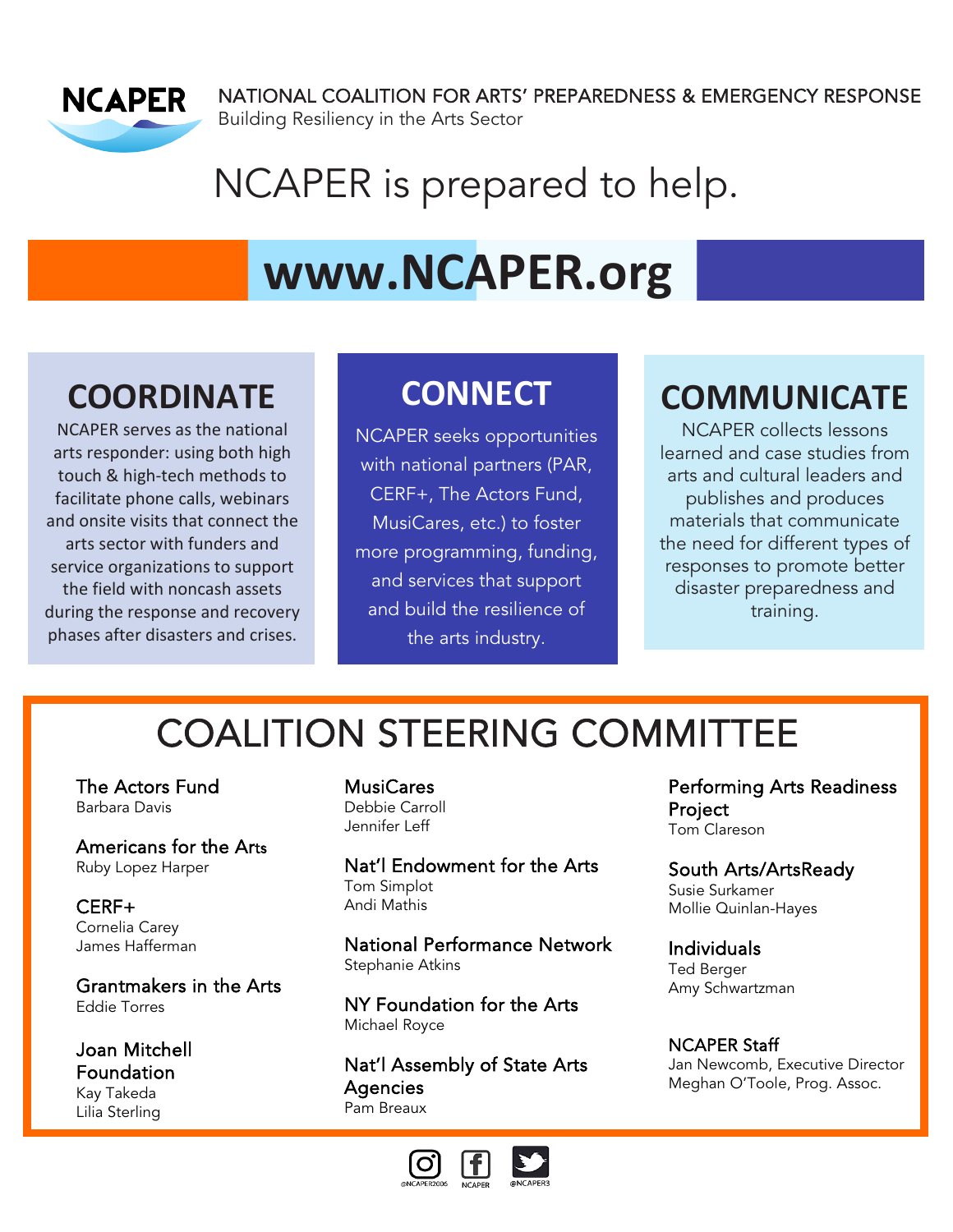NCAPER

NATIONAL COALITION FOR ARTS' PREPAREDNESS & EMERGENCY RESPONSE
Building Resiliency in the Arts Sector

# NCAPER is prepared to help.

## www.NCAPER.org

## COORDINATE

NCAPER serves as the national arts responder: using both high touch & high-tech methods to facilitate phone calls, webinars and onsite visits that connect the arts sector with funders and service organizations to support the field with noncash assets during the response and recovery phases after disasters and crises.

## CONNECT

NCAPER seeks opportunities with national partners (PAR, CERF+, The Actors Fund, MusiCares, etc.) to foster more programming, funding, and services that support and build the resilience of the arts industry.

## COMMUNICATE

NCAPER collects lessons learned and case studies from arts and cultural leaders and publishes and produces materials that communicate the need for different types of responses to promote better disaster preparedness and training.

## COALITION STEERING COMMITTEE

**The Actors Fund**
Barbara Davis

**Americans for the Arts**
Ruby Lopez Harper

**CERF+**
Cornelia Carey
James Hafferman

**Grantmakers in the Arts**
Eddie Torres

**Joan Mitchell Foundation**
Kay Takeda
Lilia Sterling

**MusiCares**
Debbie Carroll
Jennifer Leff

**Nat'l Endowment for the Arts**
Tom Simplot
Andi Mathis

**National Performance Network**
Stephanie Atkins

**NY Foundation for the Arts**
Michael Royce

**Nat'l Assembly of State Arts Agencies**
Pam Breaux

**Performing Arts Readiness Project**
Tom Clareson

**South Arts/ArtsReady**
Susie Surkamer
Mollie Quinlan-Hayes

**Individuals**
Ted Berger
Amy Schwartzman

**NCAPER Staff**
Jan Newcomb, Executive Director
Meghan O'Toole, Prog. Assoc.

@NCAPER2006 NCAPER @NCAPER3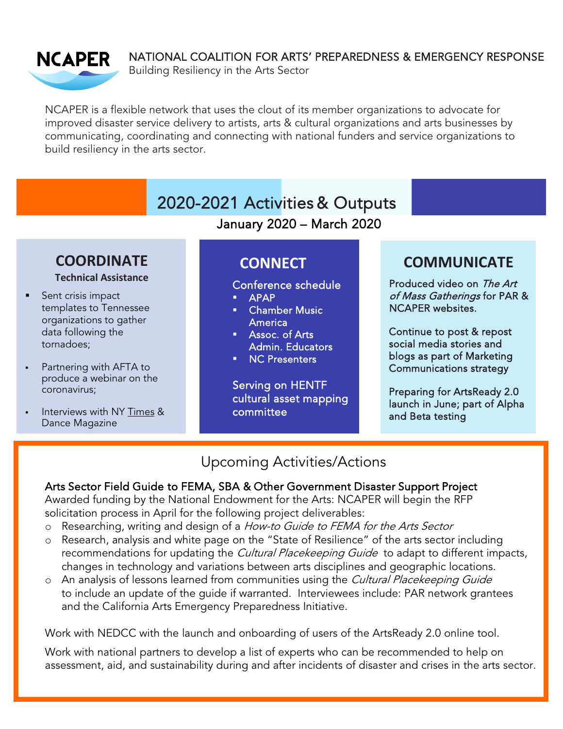# NCAPER

NATIONAL COALITION FOR ARTS' PREPAREDNESS & EMERGENCY RESPONSE

Building Resiliency in the Arts Sector

NCAPER is a flexible network that uses the clout of its member organizations to advocate for improved disaster service delivery to artists, arts & cultural organizations and arts businesses by communicating, coordinating and connecting with national funders and service organizations to build resiliency in the arts sector.

## 2020-2021 Activities & Outputs

January 2020 – March 2020

### COORDINATE

**Technical Assistance**

- Sent crisis impact templates to Tennessee organizations to gather data following the tornadoes;
- Partnering with AFTA to produce a webinar on the coronavirus;
- Interviews with NY Times & Dance Magazine

### CONNECT

Conference schedule

- APAP
- Chamber Music America
- Assoc. of Arts Admin. Educators
- NC Presenters

Serving on HENTF cultural asset mapping committee

### COMMUNICATE

Produced video on *The Art of Mass Gatherings* for PAR & NCAPER websites.

Continue to post & repost social media stories and blogs as part of Marketing Communications strategy

Preparing for ArtsReady 2.0 launch in June; part of Alpha and Beta testing

## Upcoming Activities/Actions

Arts Sector Field Guide to FEMA, SBA & Other Government Disaster Support Project

Awarded funding by the National Endowment for the Arts: NCAPER will begin the RFP solicitation process in April for the following project deliverables:

- Researching, writing and design of a *How-to Guide to FEMA for the Arts Sector*
- Research, analysis and white page on the "State of Resilience" of the arts sector including recommendations for updating the *Cultural Placekeeping Guide* to adapt to different impacts, changes in technology and variations between arts disciplines and geographic locations.
- An analysis of lessons learned from communities using the *Cultural Placekeeping Guide* to include an update of the guide if warranted. Interviewees include: PAR network grantees and the California Arts Emergency Preparedness Initiative.

Work with NEDCC with the launch and onboarding of users of the ArtsReady 2.0 online tool.

Work with national partners to develop a list of experts who can be recommended to help on assessment, aid, and sustainability during and after incidents of disaster and crises in the arts sector.